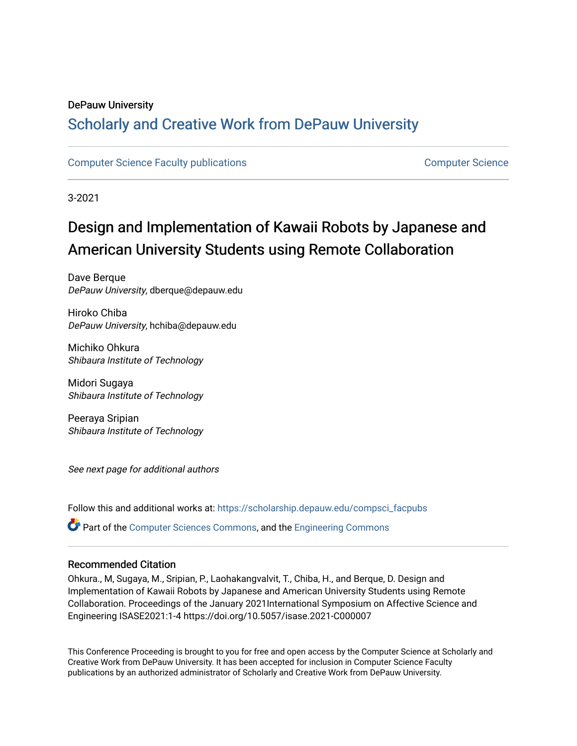DePauw University

## Scholarly and Creative Work from DePauw University

Computer Science Faculty publications

Computer Science

3-2021

# Design and Implementation of Kawaii Robots by Japanese and American University Students using Remote Collaboration

Dave Berque
*DePauw University*, dberque@depauw.edu

Hiroko Chiba
*DePauw University*, hchiba@depauw.edu

Michiko Ohkura
*Shibaura Institute of Technology*

Midori Sugaya
*Shibaura Institute of Technology*

Peeraya Sripian
*Shibaura Institute of Technology*

*See next page for additional authors*

Follow this and additional works at: https://scholarship.depauw.edu/compsci_facpubs

Part of the Computer Sciences Commons, and the Engineering Commons

### Recommended Citation

Ohkura., M, Sugaya, M., Sripian, P., Laohakangvalvit, T., Chiba, H., and Berque, D. Design and Implementation of Kawaii Robots by Japanese and American University Students using Remote Collaboration. Proceedings of the January 2021International Symposium on Affective Science and Engineering ISASE2021:1-4 https://doi.org/10.5057/isase.2021-C000007

This Conference Proceeding is brought to you for free and open access by the Computer Science at Scholarly and Creative Work from DePauw University. It has been accepted for inclusion in Computer Science Faculty publications by an authorized administrator of Scholarly and Creative Work from DePauw University.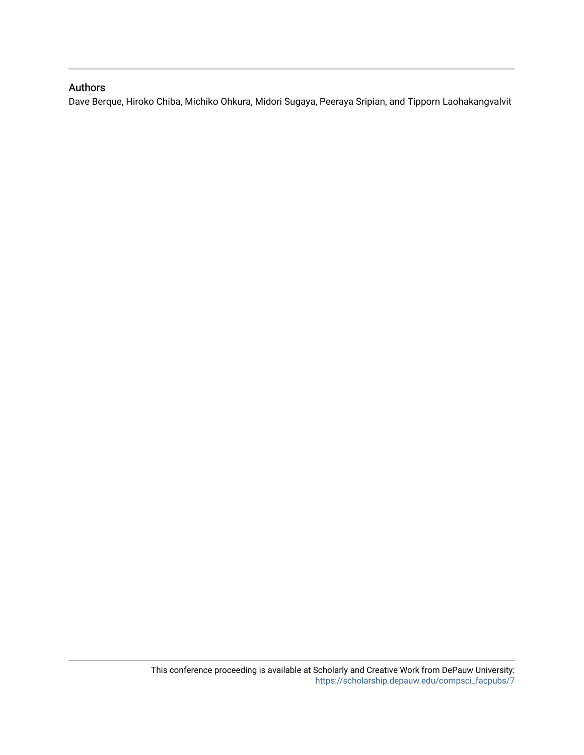## Authors

Dave Berque, Hiroko Chiba, Michiko Ohkura, Midori Sugaya, Peeraya Sripian, and Tipporn Laohakangvalvit

This conference proceeding is available at Scholarly and Creative Work from DePauw University: https://scholarship.depauw.edu/compsci_facpubs/7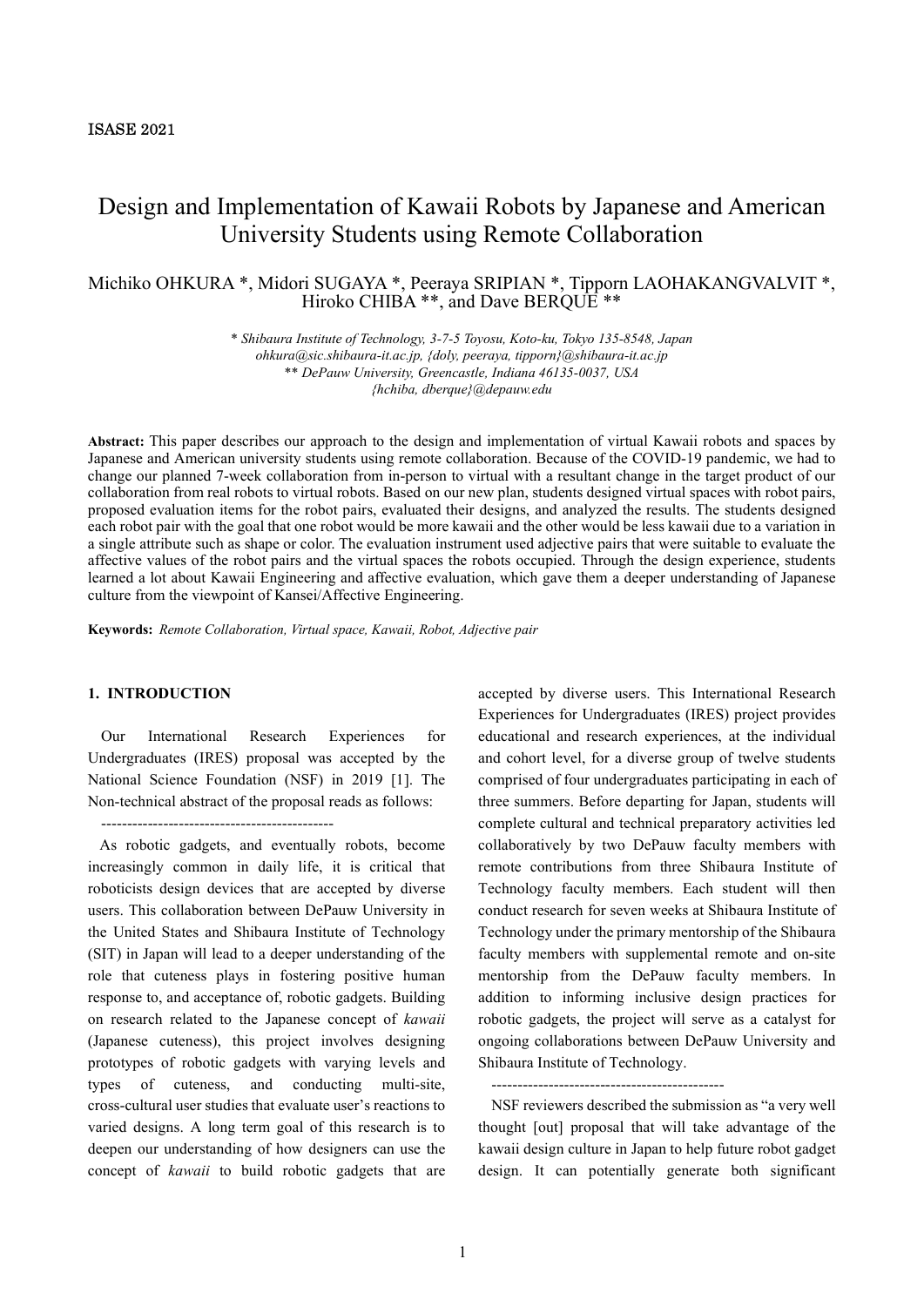ISASE 2021

# Design and Implementation of Kawaii Robots by Japanese and American University Students using Remote Collaboration

Michiko OHKURA *, Midori SUGAYA *, Peeraya SRIPIAN *, Tipporn LAOHAKANGVALVIT *, Hiroko CHIBA **, and Dave BERQUE **

*\* Shibaura Institute of Technology, 3-7-5 Toyosu, Koto-ku, Tokyo 135-8548, Japan*
*ohkura@sic.shibaura-it.ac.jp, {doly, peeraya, tipporn}@shibaura-it.ac.jp*
*\*\* DePauw University, Greencastle, Indiana 46135-0037, USA*
*{hchiba, dberque}@depauw.edu*

**Abstract:** This paper describes our approach to the design and implementation of virtual Kawaii robots and spaces by Japanese and American university students using remote collaboration. Because of the COVID-19 pandemic, we had to change our planned 7-week collaboration from in-person to virtual with a resultant change in the target product of our collaboration from real robots to virtual robots. Based on our new plan, students designed virtual spaces with robot pairs, proposed evaluation items for the robot pairs, evaluated their designs, and analyzed the results. The students designed each robot pair with the goal that one robot would be more kawaii and the other would be less kawaii due to a variation in a single attribute such as shape or color. The evaluation instrument used adjective pairs that were suitable to evaluate the affective values of the robot pairs and the virtual spaces the robots occupied. Through the design experience, students learned a lot about Kawaii Engineering and affective evaluation, which gave them a deeper understanding of Japanese culture from the viewpoint of Kansei/Affective Engineering.

**Keywords:** *Remote Collaboration, Virtual space, Kawaii, Robot, Adjective pair*

## 1. INTRODUCTION

Our International Research Experiences for Undergraduates (IRES) proposal was accepted by the National Science Foundation (NSF) in 2019 [1]. The Non-technical abstract of the proposal reads as follows:

---------------------------------------------

As robotic gadgets, and eventually robots, become increasingly common in daily life, it is critical that roboticists design devices that are accepted by diverse users. This collaboration between DePauw University in the United States and Shibaura Institute of Technology (SIT) in Japan will lead to a deeper understanding of the role that cuteness plays in fostering positive human response to, and acceptance of, robotic gadgets. Building on research related to the Japanese concept of *kawaii* (Japanese cuteness), this project involves designing prototypes of robotic gadgets with varying levels and types of cuteness, and conducting multi-site, cross-cultural user studies that evaluate user's reactions to varied designs. A long term goal of this research is to deepen our understanding of how designers can use the concept of *kawaii* to build robotic gadgets that are accepted by diverse users. This International Research Experiences for Undergraduates (IRES) project provides educational and research experiences, at the individual and cohort level, for a diverse group of twelve students comprised of four undergraduates participating in each of three summers. Before departing for Japan, students will complete cultural and technical preparatory activities led collaboratively by two DePauw faculty members with remote contributions from three Shibaura Institute of Technology faculty members. Each student will then conduct research for seven weeks at Shibaura Institute of Technology under the primary mentorship of the Shibaura faculty members with supplemental remote and on-site mentorship from the DePauw faculty members. In addition to informing inclusive design practices for robotic gadgets, the project will serve as a catalyst for ongoing collaborations between DePauw University and Shibaura Institute of Technology.

---------------------------------------------

NSF reviewers described the submission as "a very well thought [out] proposal that will take advantage of the kawaii design culture in Japan to help future robot gadget design. It can potentially generate both significant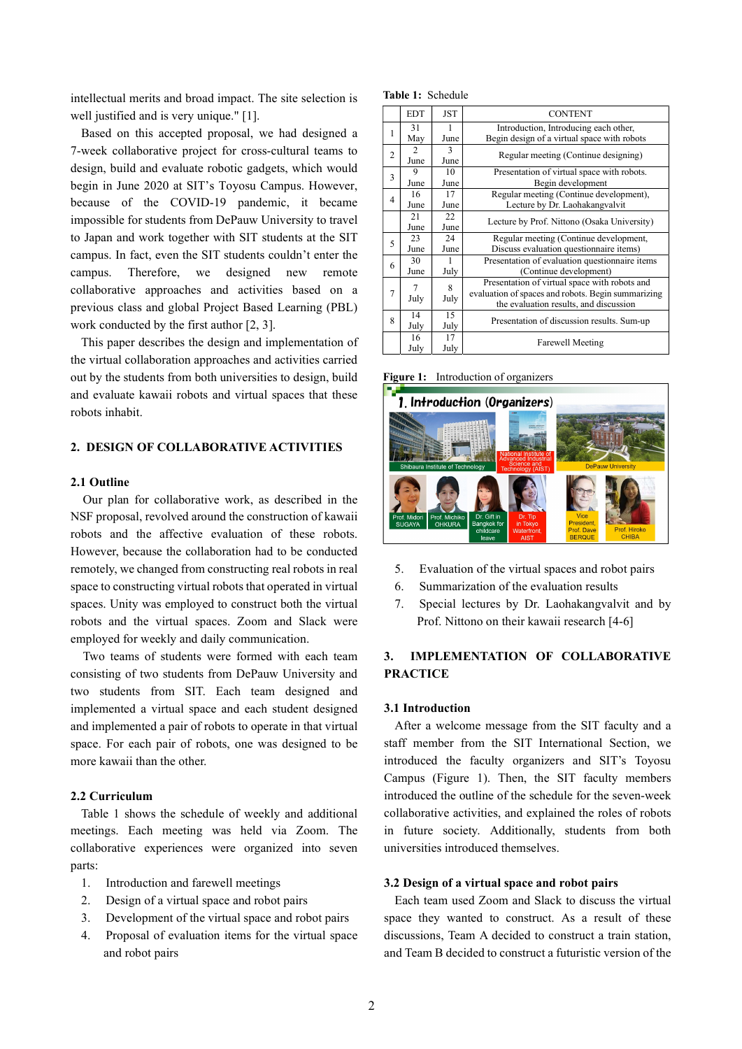intellectual merits and broad impact. The site selection is well justified and is very unique." [1].

Based on this accepted proposal, we had designed a 7-week collaborative project for cross-cultural teams to design, build and evaluate robotic gadgets, which would begin in June 2020 at SIT's Toyosu Campus. However, because of the COVID-19 pandemic, it became impossible for students from DePauw University to travel to Japan and work together with SIT students at the SIT campus. In fact, even the SIT students couldn't enter the campus. Therefore, we designed new remote collaborative approaches and activities based on a previous class and global Project Based Learning (PBL) work conducted by the first author [2, 3].

This paper describes the design and implementation of the virtual collaboration approaches and activities carried out by the students from both universities to design, build and evaluate kawaii robots and virtual spaces that these robots inhabit.

## 2. DESIGN OF COLLABORATIVE ACTIVITIES

### 2.1 Outline

Our plan for collaborative work, as described in the NSF proposal, revolved around the construction of kawaii robots and the affective evaluation of these robots. However, because the collaboration had to be conducted remotely, we changed from constructing real robots in real space to constructing virtual robots that operated in virtual spaces. Unity was employed to construct both the virtual robots and the virtual spaces. Zoom and Slack were employed for weekly and daily communication.

Two teams of students were formed with each team consisting of two students from DePauw University and two students from SIT. Each team designed and implemented a virtual space and each student designed and implemented a pair of robots to operate in that virtual space. For each pair of robots, one was designed to be more kawaii than the other.

### 2.2 Curriculum

Table 1 shows the schedule of weekly and additional meetings. Each meeting was held via Zoom. The collaborative experiences were organized into seven parts:

1. Introduction and farewell meetings
2. Design of a virtual space and robot pairs
3. Development of the virtual space and robot pairs
4. Proposal of evaluation items for the virtual space and robot pairs
5. Evaluation of the virtual spaces and robot pairs
6. Summarization of the evaluation results
7. Special lectures by Dr. Laohakangvalvit and by Prof. Nittono on their kawaii research [4-6]

**Table 1:** Schedule

| | EDT | JST | CONTENT |
|---|---|---|---|
| 1 | 31 May | 1 June | Introduction, Introducing each other, Begin design of a virtual space with robots |
| 2 | 2 June | 3 June | Regular meeting (Continue designing) |
| 3 | 9 June | 10 June | Presentation of virtual space with robots. Begin development |
| 4 | 16 June | 17 June | Regular meeting (Continue development), Lecture by Dr. Laohakangvalvit |
| | 21 June | 22 June | Lecture by Prof. Nittono (Osaka University) |
| 5 | 23 June | 24 June | Regular meeting (Continue development, Discuss evaluation questionnaire items) |
| 6 | 30 June | 1 July | Presentation of evaluation questionnaire items (Continue development) |
| 7 | 7 July | 8 July | Presentation of virtual space with robots and evaluation of spaces and robots. Begin summarizing the evaluation results, and discussion |
| 8 | 14 July | 15 July | Presentation of discussion results. Sum-up |
| | 16 July | 17 July | Farewell Meeting |

**Figure 1:** Introduction of organizers

## 3. IMPLEMENTATION OF COLLABORATIVE PRACTICE

### 3.1 Introduction

After a welcome message from the SIT faculty and a staff member from the SIT International Section, we introduced the faculty organizers and SIT's Toyosu Campus (Figure 1). Then, the SIT faculty members introduced the outline of the schedule for the seven-week collaborative activities, and explained the roles of robots in future society. Additionally, students from both universities introduced themselves.

### 3.2 Design of a virtual space and robot pairs

Each team used Zoom and Slack to discuss the virtual space they wanted to construct. As a result of these discussions, Team A decided to construct a train station, and Team B decided to construct a futuristic version of the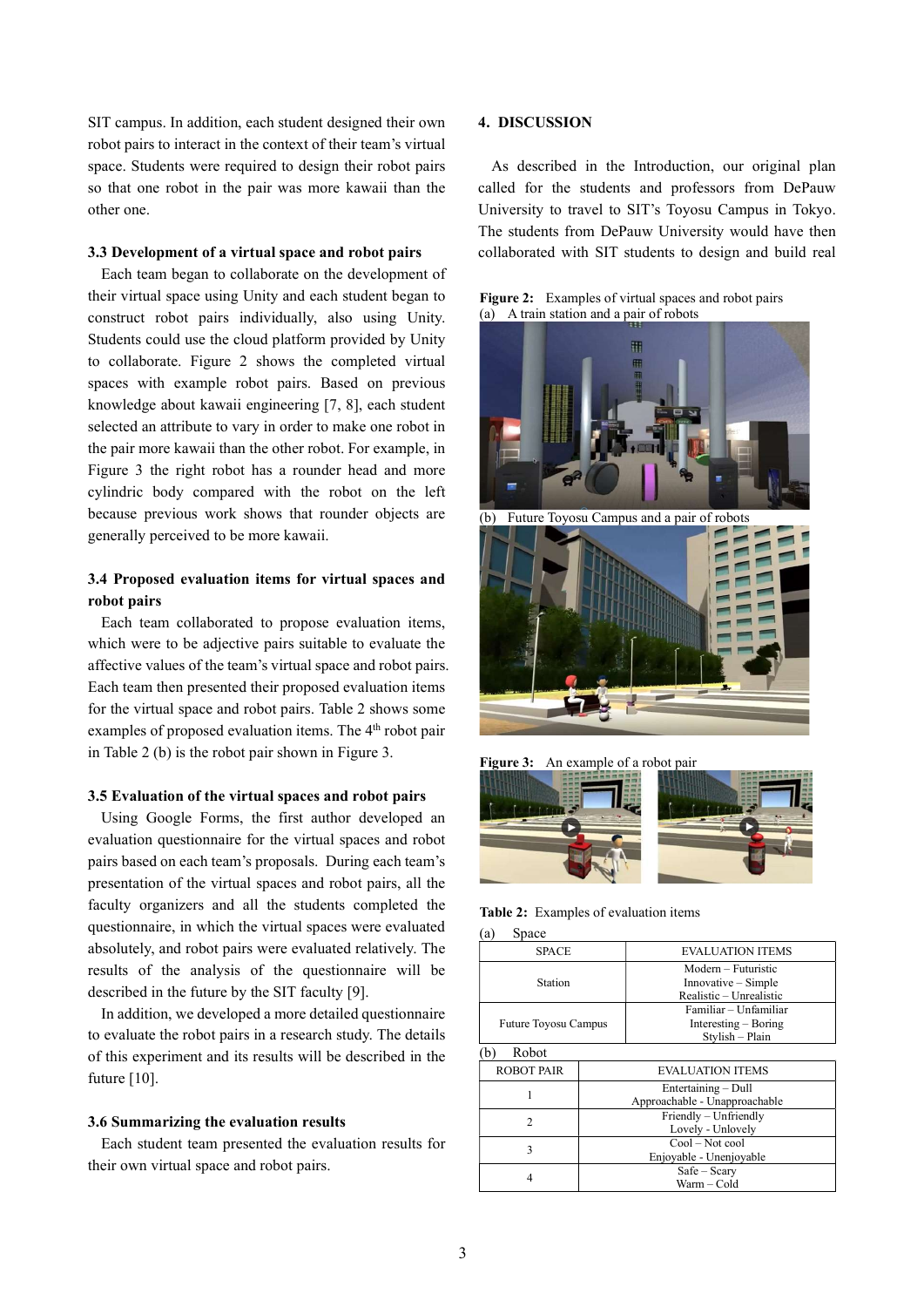SIT campus. In addition, each student designed their own robot pairs to interact in the context of their team's virtual space. Students were required to design their robot pairs so that one robot in the pair was more kawaii than the other one.

### 3.3 Development of a virtual space and robot pairs

Each team began to collaborate on the development of their virtual space using Unity and each student began to construct robot pairs individually, also using Unity. Students could use the cloud platform provided by Unity to collaborate. Figure 2 shows the completed virtual spaces with example robot pairs. Based on previous knowledge about kawaii engineering [7, 8], each student selected an attribute to vary in order to make one robot in the pair more kawaii than the other robot. For example, in Figure 3 the right robot has a rounder head and more cylindric body compared with the robot on the left because previous work shows that rounder objects are generally perceived to be more kawaii.

### 3.4 Proposed evaluation items for virtual spaces and robot pairs

Each team collaborated to propose evaluation items, which were to be adjective pairs suitable to evaluate the affective values of the team's virtual space and robot pairs. Each team then presented their proposed evaluation items for the virtual space and robot pairs. Table 2 shows some examples of proposed evaluation items. The 4th robot pair in Table 2 (b) is the robot pair shown in Figure 3.

### 3.5 Evaluation of the virtual spaces and robot pairs

Using Google Forms, the first author developed an evaluation questionnaire for the virtual spaces and robot pairs based on each team's proposals. During each team's presentation of the virtual spaces and robot pairs, all the faculty organizers and all the students completed the questionnaire, in which the virtual spaces were evaluated absolutely, and robot pairs were evaluated relatively. The results of the analysis of the questionnaire will be described in the future by the SIT faculty [9].

In addition, we developed a more detailed questionnaire to evaluate the robot pairs in a research study. The details of this experiment and its results will be described in the future [10].

### 3.6 Summarizing the evaluation results

Each student team presented the evaluation results for their own virtual space and robot pairs.

## 4. DISCUSSION

As described in the Introduction, our original plan called for the students and professors from DePauw University to travel to SIT's Toyosu Campus in Tokyo. The students from DePauw University would have then collaborated with SIT students to design and build real

**Figure 2:** Examples of virtual spaces and robot pairs
(a) A train station and a pair of robots

(b) Future Toyosu Campus and a pair of robots

**Figure 3:** An example of a robot pair

**Table 2:** Examples of evaluation items

(a) Space

| SPACE | EVALUATION ITEMS |
| --- | --- |
| Station | Modern – Futuristic<br>Innovative – Simple<br>Realistic – Unrealistic |
| Future Toyosu Campus | Familiar – Unfamiliar<br>Interesting – Boring<br>Stylish – Plain |

(b) Robot

| ROBOT PAIR | EVALUATION ITEMS |
| --- | --- |
| 1 | Entertaining – Dull<br>Approachable - Unapproachable |
| 2 | Friendly – Unfriendly<br>Lovely - Unlovely |
| 3 | Cool – Not cool<br>Enjoyable - Unenjoyable |
| 4 | Safe – Scary<br>Warm – Cold |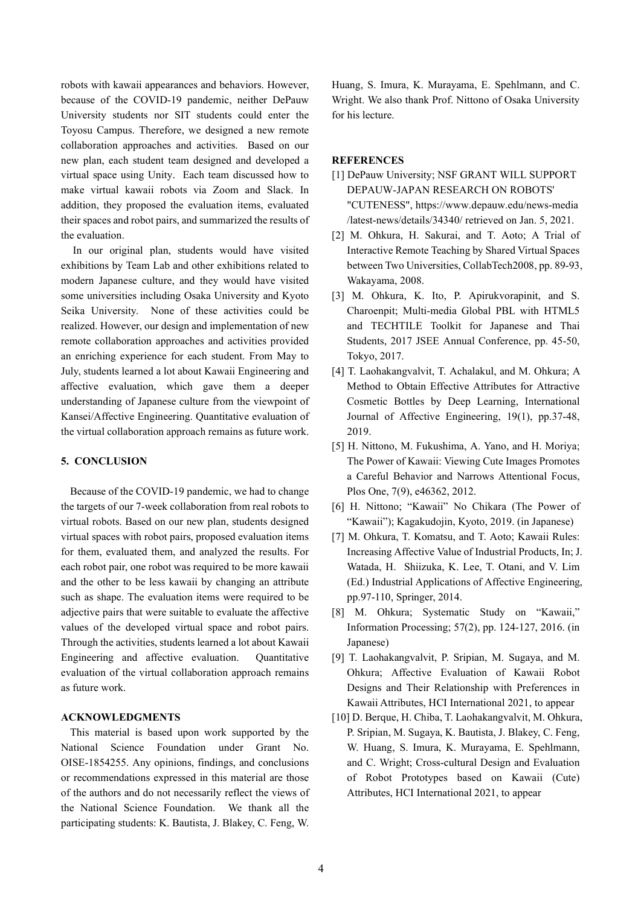robots with kawaii appearances and behaviors. However, because of the COVID-19 pandemic, neither DePauw University students nor SIT students could enter the Toyosu Campus. Therefore, we designed a new remote collaboration approaches and activities. Based on our new plan, each student team designed and developed a virtual space using Unity. Each team discussed how to make virtual kawaii robots via Zoom and Slack. In addition, they proposed the evaluation items, evaluated their spaces and robot pairs, and summarized the results of the evaluation.

In our original plan, students would have visited exhibitions by Team Lab and other exhibitions related to modern Japanese culture, and they would have visited some universities including Osaka University and Kyoto Seika University. None of these activities could be realized. However, our design and implementation of new remote collaboration approaches and activities provided an enriching experience for each student. From May to July, students learned a lot about Kawaii Engineering and affective evaluation, which gave them a deeper understanding of Japanese culture from the viewpoint of Kansei/Affective Engineering. Quantitative evaluation of the virtual collaboration approach remains as future work.

## 5. CONCLUSION

Because of the COVID-19 pandemic, we had to change the targets of our 7-week collaboration from real robots to virtual robots. Based on our new plan, students designed virtual spaces with robot pairs, proposed evaluation items for them, evaluated them, and analyzed the results. For each robot pair, one robot was required to be more kawaii and the other to be less kawaii by changing an attribute such as shape. The evaluation items were required to be adjective pairs that were suitable to evaluate the affective values of the developed virtual space and robot pairs. Through the activities, students learned a lot about Kawaii Engineering and affective evaluation. Quantitative evaluation of the virtual collaboration approach remains as future work.

## ACKNOWLEDGMENTS

This material is based upon work supported by the National Science Foundation under Grant No. OISE-1854255. Any opinions, findings, and conclusions or recommendations expressed in this material are those of the authors and do not necessarily reflect the views of the National Science Foundation. We thank all the participating students: K. Bautista, J. Blakey, C. Feng, W. Huang, S. Imura, K. Murayama, E. Spehlmann, and C. Wright. We also thank Prof. Nittono of Osaka University for his lecture.

## REFERENCES

[1] DePauw University; NSF GRANT WILL SUPPORT DEPAUW-JAPAN RESEARCH ON ROBOTS' "CUTENESS", https://www.depauw.edu/news-media/latest-news/details/34340/ retrieved on Jan. 5, 2021.

[2] M. Ohkura, H. Sakurai, and T. Aoto; A Trial of Interactive Remote Teaching by Shared Virtual Spaces between Two Universities, CollabTech2008, pp. 89-93, Wakayama, 2008.

[3] M. Ohkura, K. Ito, P. Apirukvorapinit, and S. Charoenpit; Multi-media Global PBL with HTML5 and TECHTILE Toolkit for Japanese and Thai Students, 2017 JSEE Annual Conference, pp. 45-50, Tokyo, 2017.

[4] T. Laohakangvalvit, T. Achalakul, and M. Ohkura; A Method to Obtain Effective Attributes for Attractive Cosmetic Bottles by Deep Learning, International Journal of Affective Engineering, 19(1), pp.37-48, 2019.

[5] H. Nittono, M. Fukushima, A. Yano, and H. Moriya; The Power of Kawaii: Viewing Cute Images Promotes a Careful Behavior and Narrows Attentional Focus, Plos One, 7(9), e46362, 2012.

[6] H. Nittono; "Kawaii" No Chikara (The Power of "Kawaii"); Kagakudojin, Kyoto, 2019. (in Japanese)

[7] M. Ohkura, T. Komatsu, and T. Aoto; Kawaii Rules: Increasing Affective Value of Industrial Products, In; J. Watada, H. Shiizuka, K. Lee, T. Otani, and V. Lim (Ed.) Industrial Applications of Affective Engineering, pp.97-110, Springer, 2014.

[8] M. Ohkura; Systematic Study on "Kawaii," Information Processing; 57(2), pp. 124-127, 2016. (in Japanese)

[9] T. Laohakangvalvit, P. Sripian, M. Sugaya, and M. Ohkura; Affective Evaluation of Kawaii Robot Designs and Their Relationship with Preferences in Kawaii Attributes, HCI International 2021, to appear

[10] D. Berque, H. Chiba, T. Laohakangvalvit, M. Ohkura, P. Sripian, M. Sugaya, K. Bautista, J. Blakey, C. Feng, W. Huang, S. Imura, K. Murayama, E. Spehlmann, and C. Wright; Cross-cultural Design and Evaluation of Robot Prototypes based on Kawaii (Cute) Attributes, HCI International 2021, to appear